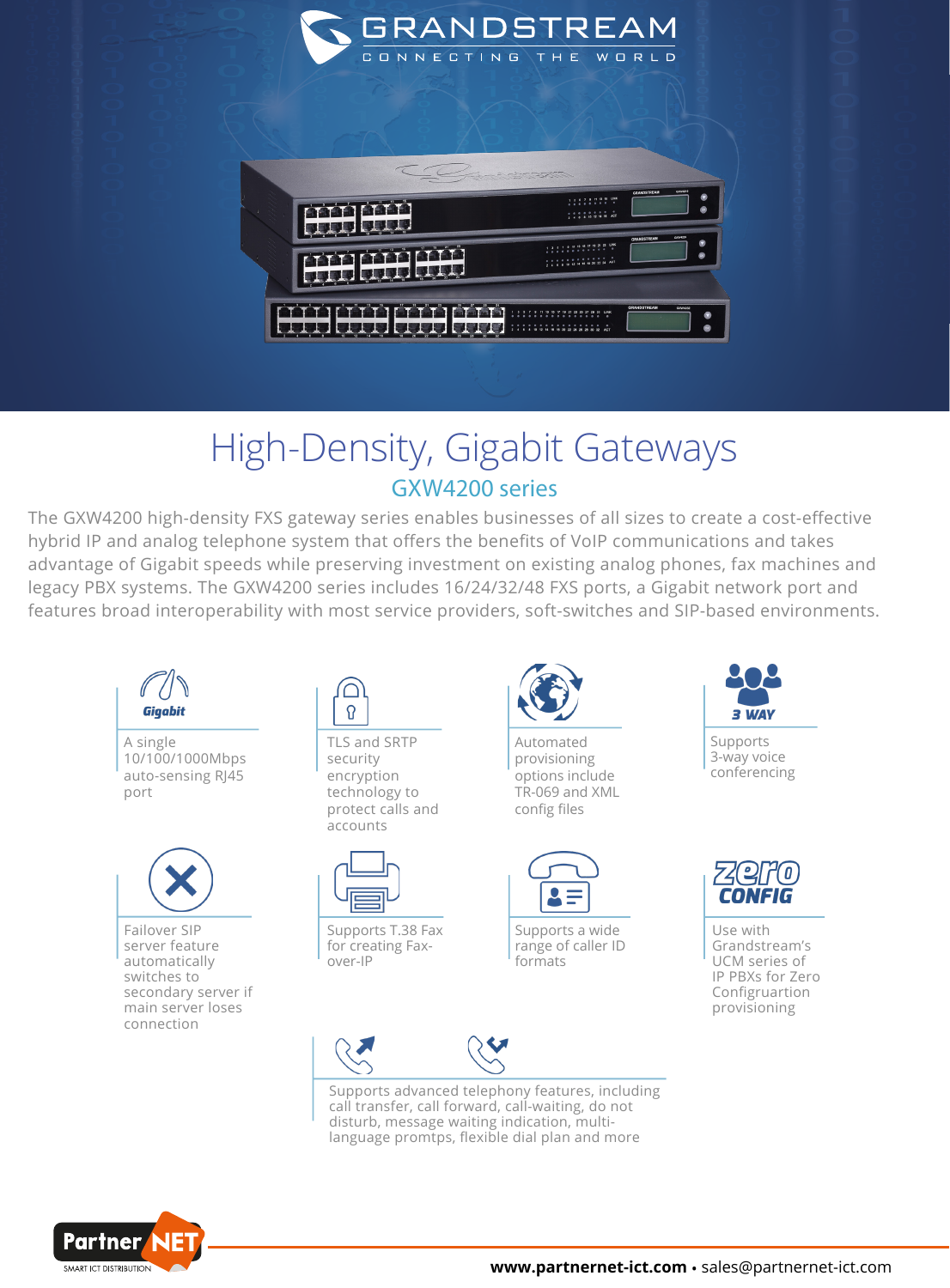GRANDSTREAM

CONNECTING THE WORLD

# High-Density, Gigabit Gateways

## GXW4200 series

The GXW4200 high-density FXS gateway series enables businesses of all sizes to create a cost-effective hybrid IP and analog telephone system that offers the benefits of VoIP communications and takes advantage of Gigabit speeds while preserving investment on existing analog phones, fax machines and legacy PBX systems. The GXW4200 series includes 16/24/32/48 FXS ports, a Gigabit network port and features broad interoperability with most service providers, soft-switches and SIP-based environments.

**Gigabit**

A single 10/100/1000Mbps auto-sensing RJ45 port

TLS and SRTP security encryption technology to protect calls and accounts

Automated provisioning options include TR-069 and XML config files

**3 WAY**

Supports 3-way voice conferencing

Failover SIP server feature automatically switches to secondary server if main server loses connection

Supports T.38 Fax for creating Fax-over-IP

Supports a wide range of caller ID formats

**zero CONFIG**

Use with Grandstream's UCM series of IP PBXs for Zero Configruartion provisioning

Supports advanced telephony features, including call transfer, call forward, call-waiting, do not disturb, message waiting indication, multi-language promtps, flexible dial plan and more

Partner NET SMART ICT DISTRIBUTION

**www.partnernet-ict.com** • sales@partnernet-ict.com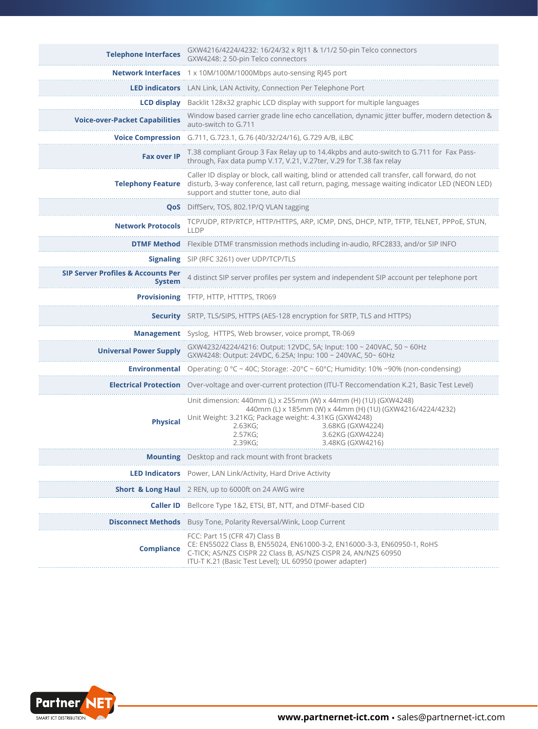| | |
|---|---|
| **Telephone Interfaces** | GXW4216/4224/4232: 16/24/32 x RJ11 & 1/1/2 50-pin Telco connectors<br>GXW4248: 2 50-pin Telco connectors |
| **Network Interfaces** | 1 x 10M/100M/1000Mbps auto-sensing RJ45 port |
| **LED indicators** | LAN Link, LAN Activity, Connection Per Telephone Port |
| **LCD display** | Backlit 128x32 graphic LCD display with support for multiple languages |
| **Voice-over-Packet Capabilities** | Window based carrier grade line echo cancellation, dynamic jitter buffer, modern detection & auto-switch to G.711 |
| **Voice Compression** | G.711, G.723.1, G.76 (40/32/24/16), G.729 A/B, iLBC |
| **Fax over IP** | T.38 compliant Group 3 Fax Relay up to 14.4kpbs and auto-switch to G.711 for Fax Pass-through, Fax data pump V.17, V.21, V.27ter, V.29 for T.38 fax relay |
| **Telephony Feature** | Caller ID display or block, call waiting, blind or attended call transfer, call forward, do not disturb, 3-way conference, last call return, paging, message waiting indicator LED (NEON LED) support and stutter tone, auto dial |
| **QoS** | DiffServ, TOS, 802.1P/Q VLAN tagging |
| **Network Protocols** | TCP/UDP, RTP/RTCP, HTTP/HTTPS, ARP, ICMP, DNS, DHCP, NTP, TFTP, TELNET, PPPoE, STUN, LLDP |
| **DTMF Method** | Flexible DTMF transmission methods including in-audio, RFC2833, and/or SIP INFO |
| **Signaling** | SIP (RFC 3261) over UDP/TCP/TLS |
| **SIP Server Profiles & Accounts Per System** | 4 distinct SIP server profiles per system and independent SIP account per telephone port |
| **Provisioning** | TFTP, HTTP, HTTTPS, TR069 |
| **Security** | SRTP, TLS/SIPS, HTTPS (AES-128 encryption for SRTP, TLS and HTTPS) |
| **Management** | Syslog, HTTPS, Web browser, voice prompt, TR-069 |
| **Universal Power Supply** | GXW4232/4224/4216: Output: 12VDC, 5A; Input: 100 ~ 240VAC, 50 ~ 60Hz<br>GXW4248: Output: 24VDC, 6.25A; Inpu: 100 ~ 240VAC, 50~ 60Hz |
| **Environmental** | Operating: 0 °C ~ 40C; Storage: -20°C ~ 60°C; Humidity: 10% ~90% (non-condensing) |
| **Electrical Protection** | Over-voltage and over-current protection (ITU-T Reccomendation K.21, Basic Test Level) |
| **Physical** | Unit dimension: 440mm (L) x 255mm (W) x 44mm (H) (1U) (GXW4248)<br>440mm (L) x 185mm (W) x 44mm (H) (1U) (GXW4216/4224/4232)<br>Unit Weight: 3.21KG; Package weight: 4.31KG (GXW4248)<br>2.63KG; 3.68KG (GXW4224)<br>2.57KG; 3.62KG (GXW4224)<br>2.39KG; 3.48KG (GXW4216) |
| **Mounting** | Desktop and rack mount with front brackets |
| **LED Indicators** | Power, LAN Link/Activity, Hard Drive Activity |
| **Short & Long Haul** | 2 REN, up to 6000ft on 24 AWG wire |
| **Caller ID** | Bellcore Type 1&2, ETSI, BT, NTT, and DTMF-based CID |
| **Disconnect Methods** | Busy Tone, Polarity Reversal/Wink, Loop Current |
| **Compliance** | FCC: Part 15 (CFR 47) Class B<br>CE: EN55022 Class B, EN55024, EN61000-3-2, EN16000-3-3, EN60950-1, RoHS<br>C-TICK; AS/NZS CISPR 22 Class B, AS/NZS CISPR 24, AN/NZS 60950<br>ITU-T K.21 (Basic Test Level); UL 60950 (power adapter) |

Partner NET
SMART ICT DISTRIBUTION

**www.partnernet-ict.com** • sales@partnernet-ict.com